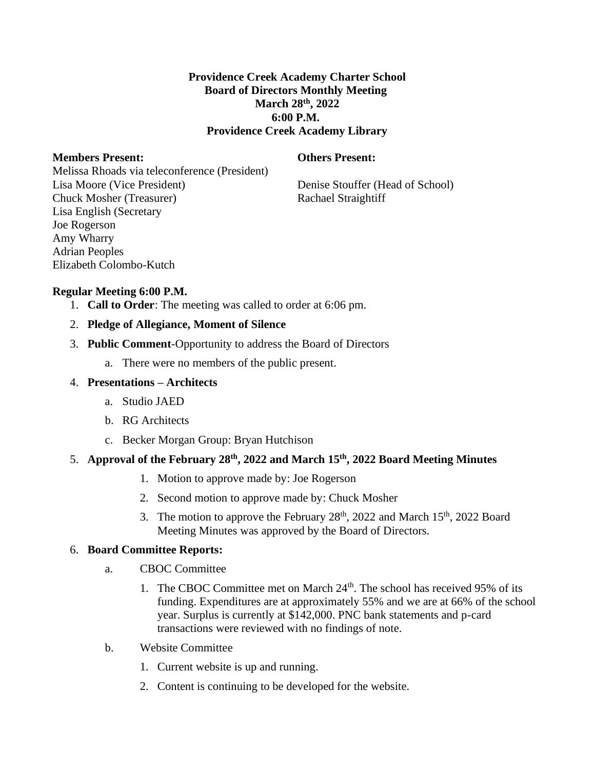**Providence Creek Academy Charter School**
**Board of Directors Monthly Meeting**
**March 28th, 2022**
**6:00 P.M.**
**Providence Creek Academy Library**

**Members Present:**

Melissa Rhoads via teleconference (President)
Lisa Moore (Vice President)
Chuck Mosher (Treasurer)
Lisa English (Secretary
Joe Rogerson
Amy Wharry
Adrian Peoples
Elizabeth Colombo-Kutch

**Others Present:**

Denise Stouffer (Head of School)
Rachael Straightiff

**Regular Meeting 6:00 P.M.**

1. **Call to Order**: The meeting was called to order at 6:06 pm.
2. **Pledge of Allegiance, Moment of Silence**
3. **Public Comment**-Opportunity to address the Board of Directors
   a. There were no members of the public present.
4. **Presentations – Architects**
   a. Studio JAED
   b. RG Architects
   c. Becker Morgan Group: Bryan Hutchison
5. **Approval of the February 28th, 2022 and March 15th, 2022 Board Meeting Minutes**
   1. Motion to approve made by: Joe Rogerson
   2. Second motion to approve made by: Chuck Mosher
   3. The motion to approve the February 28th, 2022 and March 15th, 2022 Board Meeting Minutes was approved by the Board of Directors.
6. **Board Committee Reports:**
   a. CBOC Committee
      1. The CBOC Committee met on March 24th. The school has received 95% of its funding. Expenditures are at approximately 55% and we are at 66% of the school year. Surplus is currently at $142,000. PNC bank statements and p-card transactions were reviewed with no findings of note.
   b. Website Committee
      1. Current website is up and running.
      2. Content is continuing to be developed for the website.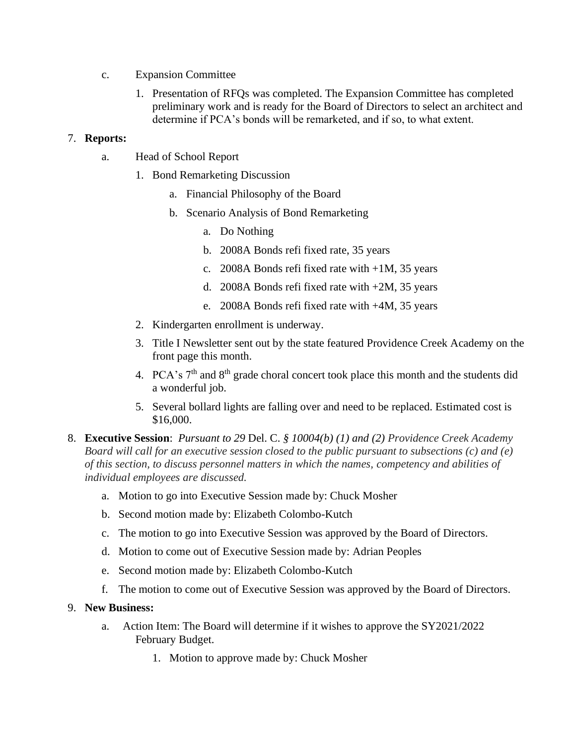c. Expansion Committee

   1. Presentation of RFQs was completed. The Expansion Committee has completed preliminary work and is ready for the Board of Directors to select an architect and determine if PCA's bonds will be remarketed, and if so, to what extent.

7. **Reports:**

   a. Head of School Report

      1. Bond Remarketing Discussion

         a. Financial Philosophy of the Board

         b. Scenario Analysis of Bond Remarketing

            a. Do Nothing

            b. 2008A Bonds refi fixed rate, 35 years

            c. 2008A Bonds refi fixed rate with +1M, 35 years

            d. 2008A Bonds refi fixed rate with +2M, 35 years

            e. 2008A Bonds refi fixed rate with +4M, 35 years

      2. Kindergarten enrollment is underway.

      3. Title I Newsletter sent out by the state featured Providence Creek Academy on the front page this month.

      4. PCA's 7th and 8th grade choral concert took place this month and the students did a wonderful job.

      5. Several bollard lights are falling over and need to be replaced. Estimated cost is $16,000.

8. **Executive Session**: *Pursuant to 29* Del. C. *§ 10004(b) (1) and (2) Providence Creek Academy Board will call for an executive session closed to the public pursuant to subsections (c) and (e) of this section, to discuss personnel matters in which the names, competency and abilities of individual employees are discussed.*

   a. Motion to go into Executive Session made by: Chuck Mosher

   b. Second motion made by: Elizabeth Colombo-Kutch

   c. The motion to go into Executive Session was approved by the Board of Directors.

   d. Motion to come out of Executive Session made by: Adrian Peoples

   e. Second motion made by: Elizabeth Colombo-Kutch

   f. The motion to come out of Executive Session was approved by the Board of Directors.

9. **New Business:**

   a. Action Item: The Board will determine if it wishes to approve the SY2021/2022 February Budget.

      1. Motion to approve made by: Chuck Mosher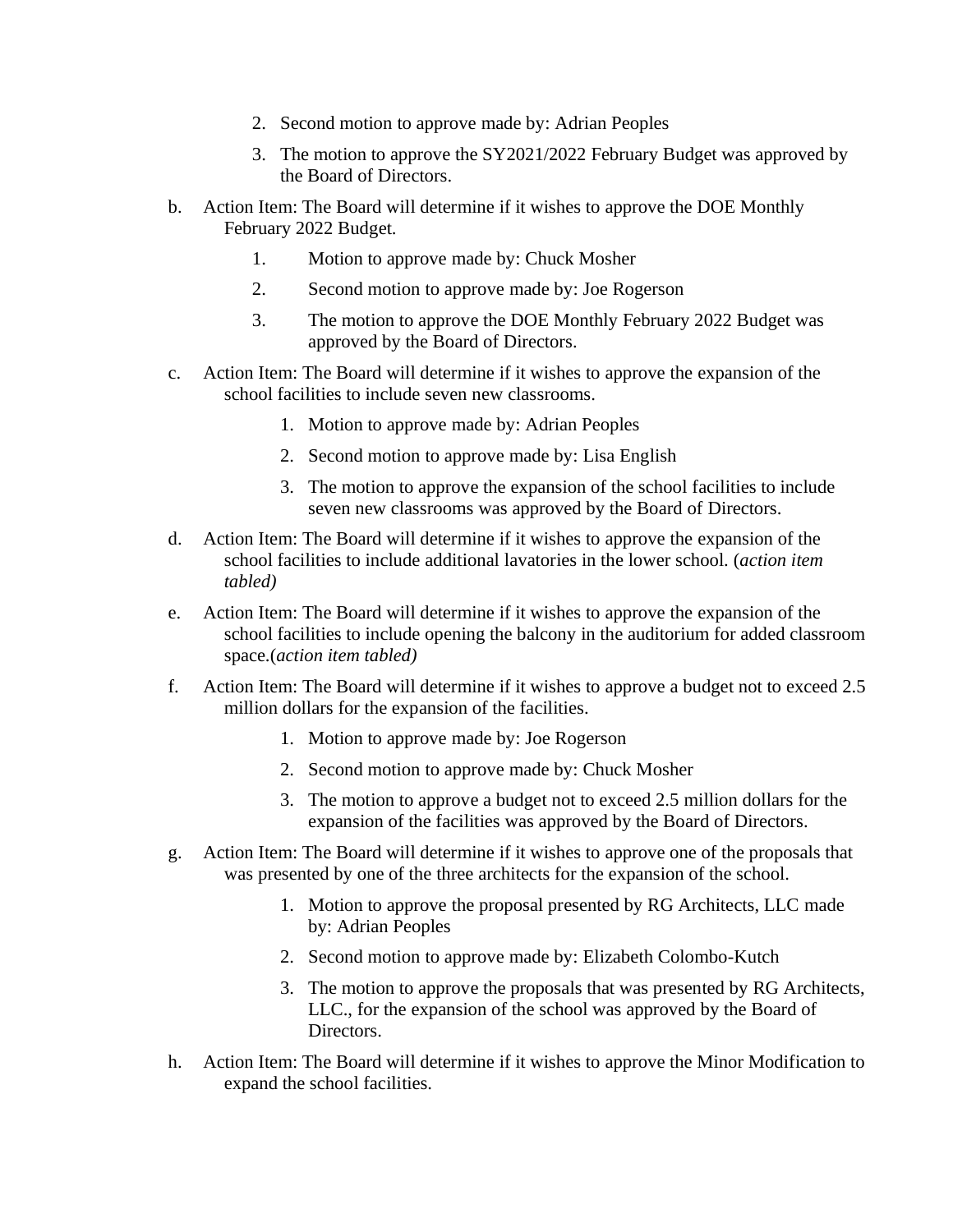2. Second motion to approve made by: Adrian Peoples
3. The motion to approve the SY2021/2022 February Budget was approved by the Board of Directors.

b. Action Item: The Board will determine if it wishes to approve the DOE Monthly February 2022 Budget.
   1. Motion to approve made by: Chuck Mosher
   2. Second motion to approve made by: Joe Rogerson
   3. The motion to approve the DOE Monthly February 2022 Budget was approved by the Board of Directors.

c. Action Item: The Board will determine if it wishes to approve the expansion of the school facilities to include seven new classrooms.
   1. Motion to approve made by: Adrian Peoples
   2. Second motion to approve made by: Lisa English
   3. The motion to approve the expansion of the school facilities to include seven new classrooms was approved by the Board of Directors.

d. Action Item: The Board will determine if it wishes to approve the expansion of the school facilities to include additional lavatories in the lower school. (*action item tabled)*

e. Action Item: The Board will determine if it wishes to approve the expansion of the school facilities to include opening the balcony in the auditorium for added classroom space.(*action item tabled)*

f. Action Item: The Board will determine if it wishes to approve a budget not to exceed 2.5 million dollars for the expansion of the facilities.
   1. Motion to approve made by: Joe Rogerson
   2. Second motion to approve made by: Chuck Mosher
   3. The motion to approve a budget not to exceed 2.5 million dollars for the expansion of the facilities was approved by the Board of Directors.

g. Action Item: The Board will determine if it wishes to approve one of the proposals that was presented by one of the three architects for the expansion of the school.
   1. Motion to approve the proposal presented by RG Architects, LLC made by: Adrian Peoples
   2. Second motion to approve made by: Elizabeth Colombo-Kutch
   3. The motion to approve the proposals that was presented by RG Architects, LLC., for the expansion of the school was approved by the Board of Directors.

h. Action Item: The Board will determine if it wishes to approve the Minor Modification to expand the school facilities.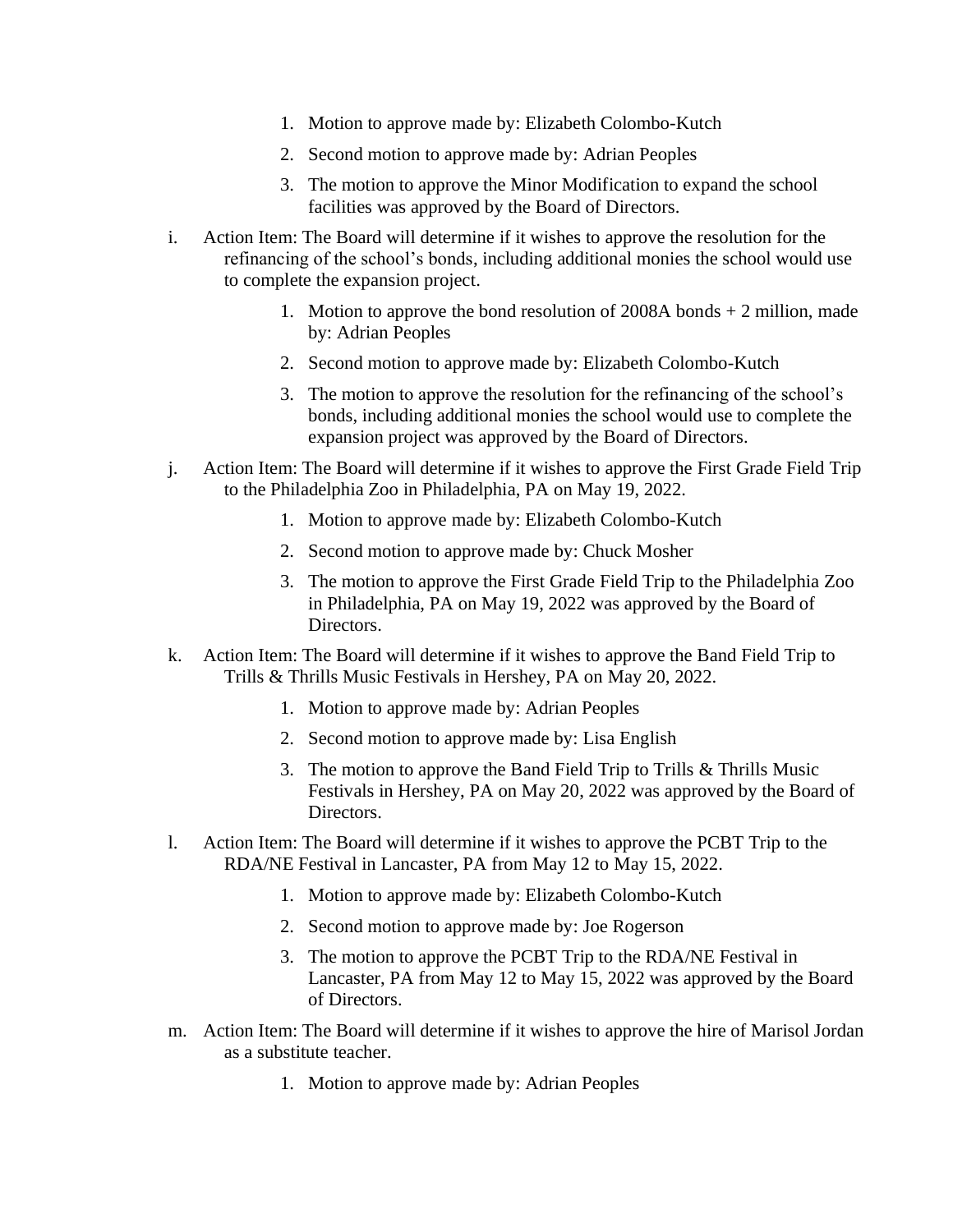1. Motion to approve made by: Elizabeth Colombo-Kutch
2. Second motion to approve made by: Adrian Peoples
3. The motion to approve the Minor Modification to expand the school facilities was approved by the Board of Directors.

i. Action Item: The Board will determine if it wishes to approve the resolution for the refinancing of the school's bonds, including additional monies the school would use to complete the expansion project.

1. Motion to approve the bond resolution of 2008A bonds + 2 million, made by: Adrian Peoples
2. Second motion to approve made by: Elizabeth Colombo-Kutch
3. The motion to approve the resolution for the refinancing of the school's bonds, including additional monies the school would use to complete the expansion project was approved by the Board of Directors.

j. Action Item: The Board will determine if it wishes to approve the First Grade Field Trip to the Philadelphia Zoo in Philadelphia, PA on May 19, 2022.

1. Motion to approve made by: Elizabeth Colombo-Kutch
2. Second motion to approve made by: Chuck Mosher
3. The motion to approve the First Grade Field Trip to the Philadelphia Zoo in Philadelphia, PA on May 19, 2022 was approved by the Board of Directors.

k. Action Item: The Board will determine if it wishes to approve the Band Field Trip to Trills & Thrills Music Festivals in Hershey, PA on May 20, 2022.

1. Motion to approve made by: Adrian Peoples
2. Second motion to approve made by: Lisa English
3. The motion to approve the Band Field Trip to Trills & Thrills Music Festivals in Hershey, PA on May 20, 2022 was approved by the Board of Directors.

l. Action Item: The Board will determine if it wishes to approve the PCBT Trip to the RDA/NE Festival in Lancaster, PA from May 12 to May 15, 2022.

1. Motion to approve made by: Elizabeth Colombo-Kutch
2. Second motion to approve made by: Joe Rogerson
3. The motion to approve the PCBT Trip to the RDA/NE Festival in Lancaster, PA from May 12 to May 15, 2022 was approved by the Board of Directors.

m. Action Item: The Board will determine if it wishes to approve the hire of Marisol Jordan as a substitute teacher.

1. Motion to approve made by: Adrian Peoples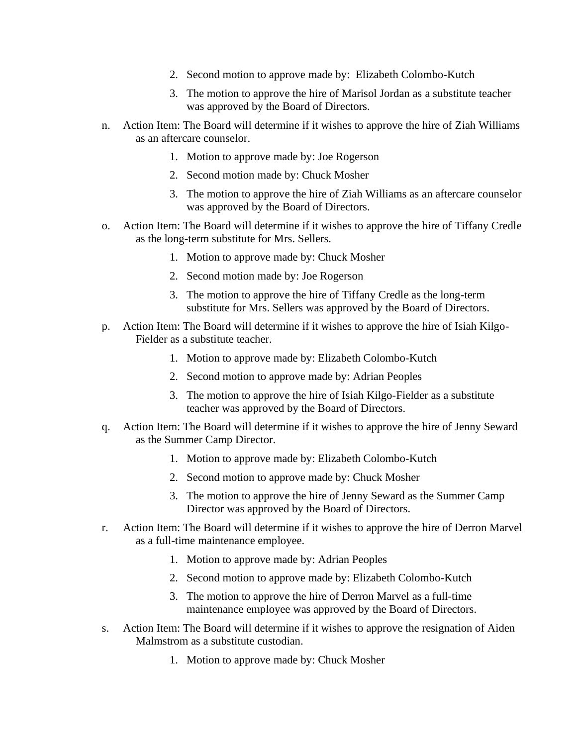2. Second motion to approve made by: Elizabeth Colombo-Kutch
3. The motion to approve the hire of Marisol Jordan as a substitute teacher was approved by the Board of Directors.

n. Action Item: The Board will determine if it wishes to approve the hire of Ziah Williams as an aftercare counselor.

1. Motion to approve made by: Joe Rogerson
2. Second motion made by: Chuck Mosher
3. The motion to approve the hire of Ziah Williams as an aftercare counselor was approved by the Board of Directors.

o. Action Item: The Board will determine if it wishes to approve the hire of Tiffany Credle as the long-term substitute for Mrs. Sellers.

1. Motion to approve made by: Chuck Mosher
2. Second motion made by: Joe Rogerson
3. The motion to approve the hire of Tiffany Credle as the long-term substitute for Mrs. Sellers was approved by the Board of Directors.

p. Action Item: The Board will determine if it wishes to approve the hire of Isiah Kilgo-Fielder as a substitute teacher.

1. Motion to approve made by: Elizabeth Colombo-Kutch
2. Second motion to approve made by: Adrian Peoples
3. The motion to approve the hire of Isiah Kilgo-Fielder as a substitute teacher was approved by the Board of Directors.

q. Action Item: The Board will determine if it wishes to approve the hire of Jenny Seward as the Summer Camp Director.

1. Motion to approve made by: Elizabeth Colombo-Kutch
2. Second motion to approve made by: Chuck Mosher
3. The motion to approve the hire of Jenny Seward as the Summer Camp Director was approved by the Board of Directors.

r. Action Item: The Board will determine if it wishes to approve the hire of Derron Marvel as a full-time maintenance employee.

1. Motion to approve made by: Adrian Peoples
2. Second motion to approve made by: Elizabeth Colombo-Kutch
3. The motion to approve the hire of Derron Marvel as a full-time maintenance employee was approved by the Board of Directors.

s. Action Item: The Board will determine if it wishes to approve the resignation of Aiden Malmstrom as a substitute custodian.

1. Motion to approve made by: Chuck Mosher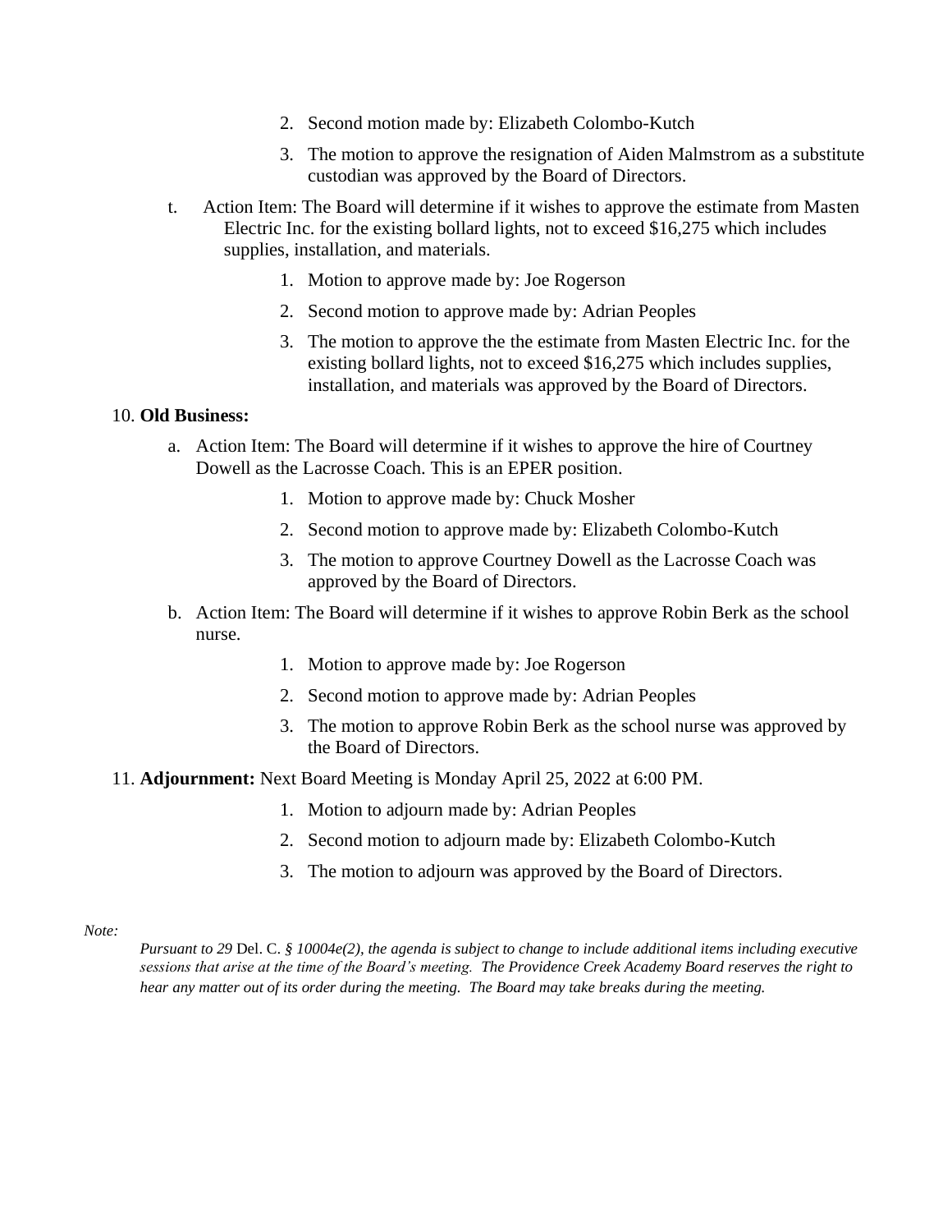2. Second motion made by: Elizabeth Colombo-Kutch
3. The motion to approve the resignation of Aiden Malmstrom as a substitute custodian was approved by the Board of Directors.

t. Action Item: The Board will determine if it wishes to approve the estimate from Masten Electric Inc. for the existing bollard lights, not to exceed $16,275 which includes supplies, installation, and materials.

1. Motion to approve made by: Joe Rogerson
2. Second motion to approve made by: Adrian Peoples
3. The motion to approve the the estimate from Masten Electric Inc. for the existing bollard lights, not to exceed $16,275 which includes supplies, installation, and materials was approved by the Board of Directors.

10. **Old Business:**

a. Action Item: The Board will determine if it wishes to approve the hire of Courtney Dowell as the Lacrosse Coach. This is an EPER position.

1. Motion to approve made by: Chuck Mosher
2. Second motion to approve made by: Elizabeth Colombo-Kutch
3. The motion to approve Courtney Dowell as the Lacrosse Coach was approved by the Board of Directors.

b. Action Item: The Board will determine if it wishes to approve Robin Berk as the school nurse.

1. Motion to approve made by: Joe Rogerson
2. Second motion to approve made by: Adrian Peoples
3. The motion to approve Robin Berk as the school nurse was approved by the Board of Directors.

11. **Adjournment:** Next Board Meeting is Monday April 25, 2022 at 6:00 PM.

1. Motion to adjourn made by: Adrian Peoples
2. Second motion to adjourn made by: Elizabeth Colombo-Kutch
3. The motion to adjourn was approved by the Board of Directors.

*Note:*

*Pursuant to 29* Del. C. *§ 10004e(2), the agenda is subject to change to include additional items including executive sessions that arise at the time of the Board's meeting. The Providence Creek Academy Board reserves the right to hear any matter out of its order during the meeting. The Board may take breaks during the meeting.*